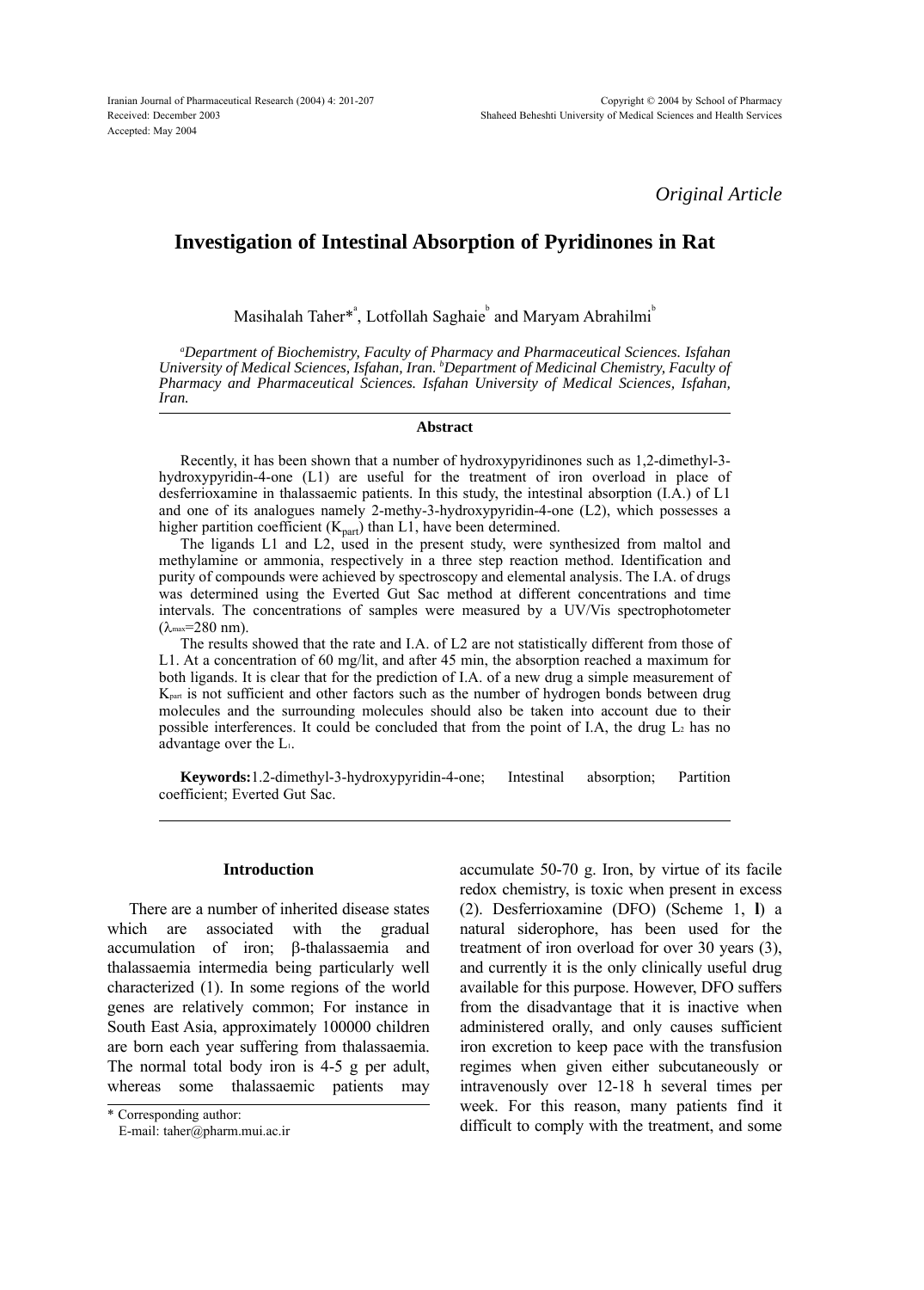Received: December 2003
Accepted: May 2004

*Original Article*

# Investigation of Intestinal Absorption of Pyridinones in Rat

Masihalah Taher*[a], Lotfollah Saghaie[b] and Maryam Abrahilmi[b]

[a]*Department of Biochemistry, Faculty of Pharmacy and Pharmaceutical Sciences. Isfahan University of Medical Sciences, Isfahan, Iran.* [b]*Department of Medicinal Chemistry, Faculty of Pharmacy and Pharmaceutical Sciences. Isfahan University of Medical Sciences, Isfahan, Iran.*

## Abstract

Recently, it has been shown that a number of hydroxypyridinones such as 1,2-dimethyl-3-hydroxypyridin-4-one (L1) are useful for the treatment of iron overload in place of desferrioxamine in thalassaemic patients. In this study, the intestinal absorption (I.A.) of L1 and one of its analogues namely 2-methy-3-hydroxypyridin-4-one (L2), which possesses a higher partition coefficient ($K_{part}$) than L1, have been determined.

The ligands L1 and L2, used in the present study, were synthesized from maltol and methylamine or ammonia, respectively in a three step reaction method. Identification and purity of compounds were achieved by spectroscopy and elemental analysis. The I.A. of drugs was determined using the Everted Gut Sac method at different concentrations and time intervals. The concentrations of samples were measured by a UV/Vis spectrophotometer ($\lambda_{max}$=280 nm).

The results showed that the rate and I.A. of L2 are not statistically different from those of L1. At a concentration of 60 mg/lit, and after 45 min, the absorption reached a maximum for both ligands. It is clear that for the prediction of I.A. of a new drug a simple measurement of $K_{part}$ is not sufficient and other factors such as the number of hydrogen bonds between drug molecules and the surrounding molecules should also be taken into account due to their possible interferences. It could be concluded that from the point of I.A, the drug $L_2$ has no advantage over the $L_1$.

**Keywords:** 1.2-dimethyl-3-hydroxypyridin-4-one; Intestinal absorption; Partition coefficient; Everted Gut Sac.

## Introduction

There are a number of inherited disease states which are associated with the gradual accumulation of iron; β-thalassaemia and thalassaemia intermedia being particularly well characterized (1). In some regions of the world genes are relatively common; For instance in South East Asia, approximately 100000 children are born each year suffering from thalassaemia. The normal total body iron is 4-5 g per adult, whereas some thalassaemic patients may accumulate 50-70 g. Iron, by virtue of its facile redox chemistry, is toxic when present in excess (2). Desferrioxamine (DFO) (Scheme 1, **I**) a natural siderophore, has been used for the treatment of iron overload for over 30 years (3), and currently it is the only clinically useful drug available for this purpose. However, DFO suffers from the disadvantage that it is inactive when administered orally, and only causes sufficient iron excretion to keep pace with the transfusion regimes when given either subcutaneously or intravenously over 12-18 h several times per week. For this reason, many patients find it difficult to comply with the treatment, and some

* Corresponding author:
E-mail: taher@pharm.mui.ac.ir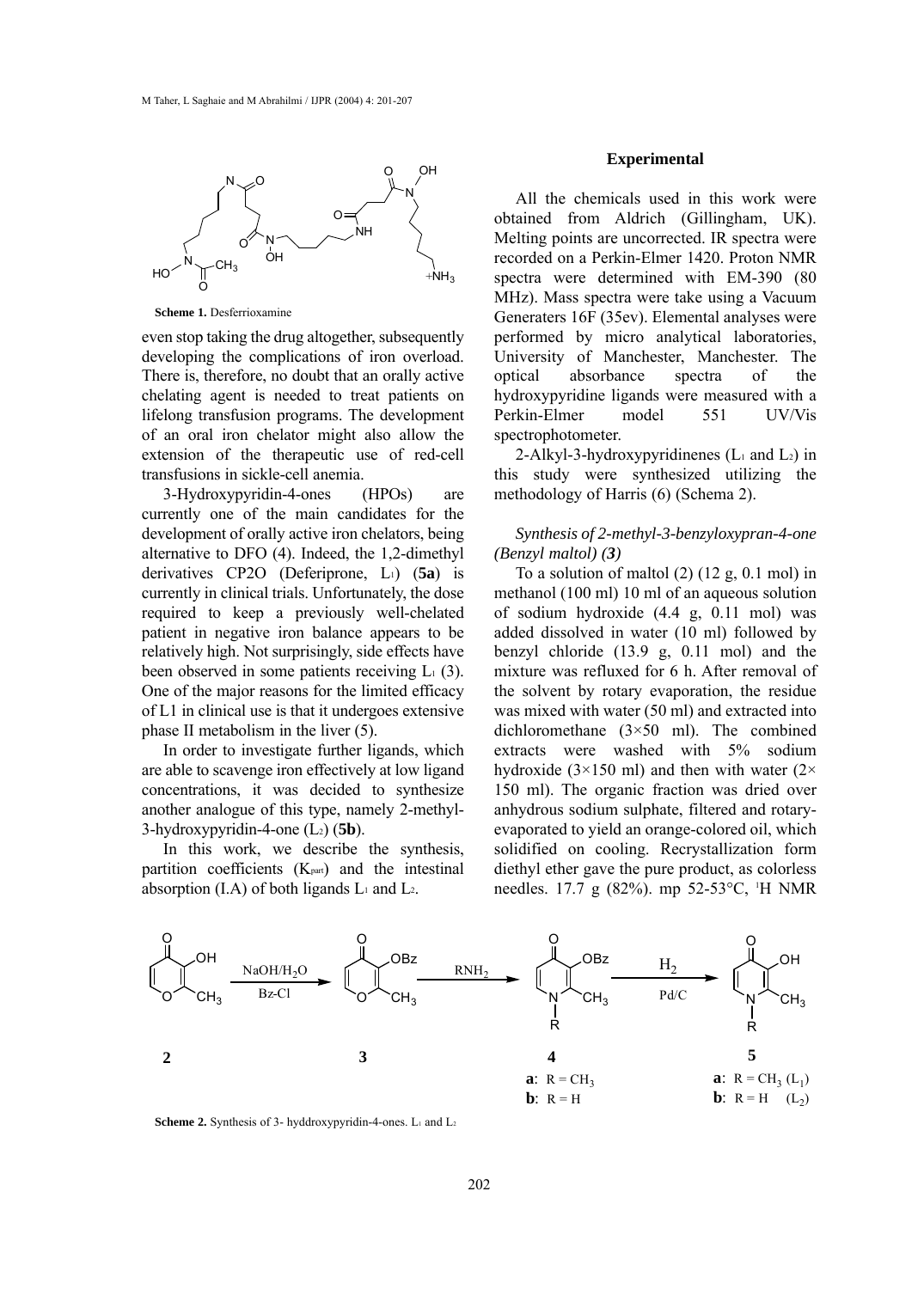**Scheme 1.** Desferrioxamine

even stop taking the drug altogether, subsequently developing the complications of iron overload. There is, therefore, no doubt that an orally active chelating agent is needed to treat patients on lifelong transfusion programs. The development of an oral iron chelator might also allow the extension of the therapeutic use of red-cell transfusions in sickle-cell anemia.

3-Hydroxypyridin-4-ones (HPOs) are currently one of the main candidates for the development of orally active iron chelators, being alternative to DFO (4). Indeed, the 1,2-dimethyl derivatives CP2O (Deferiprone, $L_1$) (**5a**) is currently in clinical trials. Unfortunately, the dose required to keep a previously well-chelated patient in negative iron balance appears to be relatively high. Not surprisingly, side effects have been observed in some patients receiving $L_1$ (3). One of the major reasons for the limited efficacy of L1 in clinical use is that it undergoes extensive phase II metabolism in the liver (5).

In order to investigate further ligands, which are able to scavenge iron effectively at low ligand concentrations, it was decided to synthesize another analogue of this type, namely 2-methyl-3-hydroxypyridin-4-one ($L_2$) (**5b**).

In this work, we describe the synthesis, partition coefficients ($K_{part}$) and the intestinal absorption (I.A) of both ligands $L_1$ and $L_2$.

## Experimental

All the chemicals used in this work were obtained from Aldrich (Gillingham, UK). Melting points are uncorrected. IR spectra were recorded on a Perkin-Elmer 1420. Proton NMR spectra were determined with EM-390 (80 MHz). Mass spectra were take using a Vacuum Generaters 16F (35ev). Elemental analyses were performed by micro analytical laboratories, University of Manchester, Manchester. The optical absorbance spectra of the hydroxypyridine ligands were measured with a Perkin-Elmer model 551 UV/Vis spectrophotometer.

2-Alkyl-3-hydroxypyridinenes ($L_1$ and $L_2$) in this study were synthesized utilizing the methodology of Harris (6) (Schema 2).

### *Synthesis of 2-methyl-3-benzyloxypran-4-one (Benzyl maltol) (3)*

To a solution of maltol (2) (12 g, 0.1 mol) in methanol (100 ml) 10 ml of an aqueous solution of sodium hydroxide (4.4 g, 0.11 mol) was added dissolved in water (10 ml) followed by benzyl chloride (13.9 g, 0.11 mol) and the mixture was refluxed for 6 h. After removal of the solvent by rotary evaporation, the residue was mixed with water (50 ml) and extracted into dichloromethane (3×50 ml). The combined extracts were washed with 5% sodium hydroxide (3×150 ml) and then with water (2×150 ml). The organic fraction was dried over anhydrous sodium sulphate, filtered and rotary-evaporated to yield an orange-colored oil, which solidified on cooling. Recrystallization form diethyl ether gave the pure product, as colorless needles. 17.7 g (82%). mp 52-53°C, [1]H NMR

**Scheme 2.** Synthesis of 3- hyddroxypyridin-4-ones. $L_1$ and $L_2$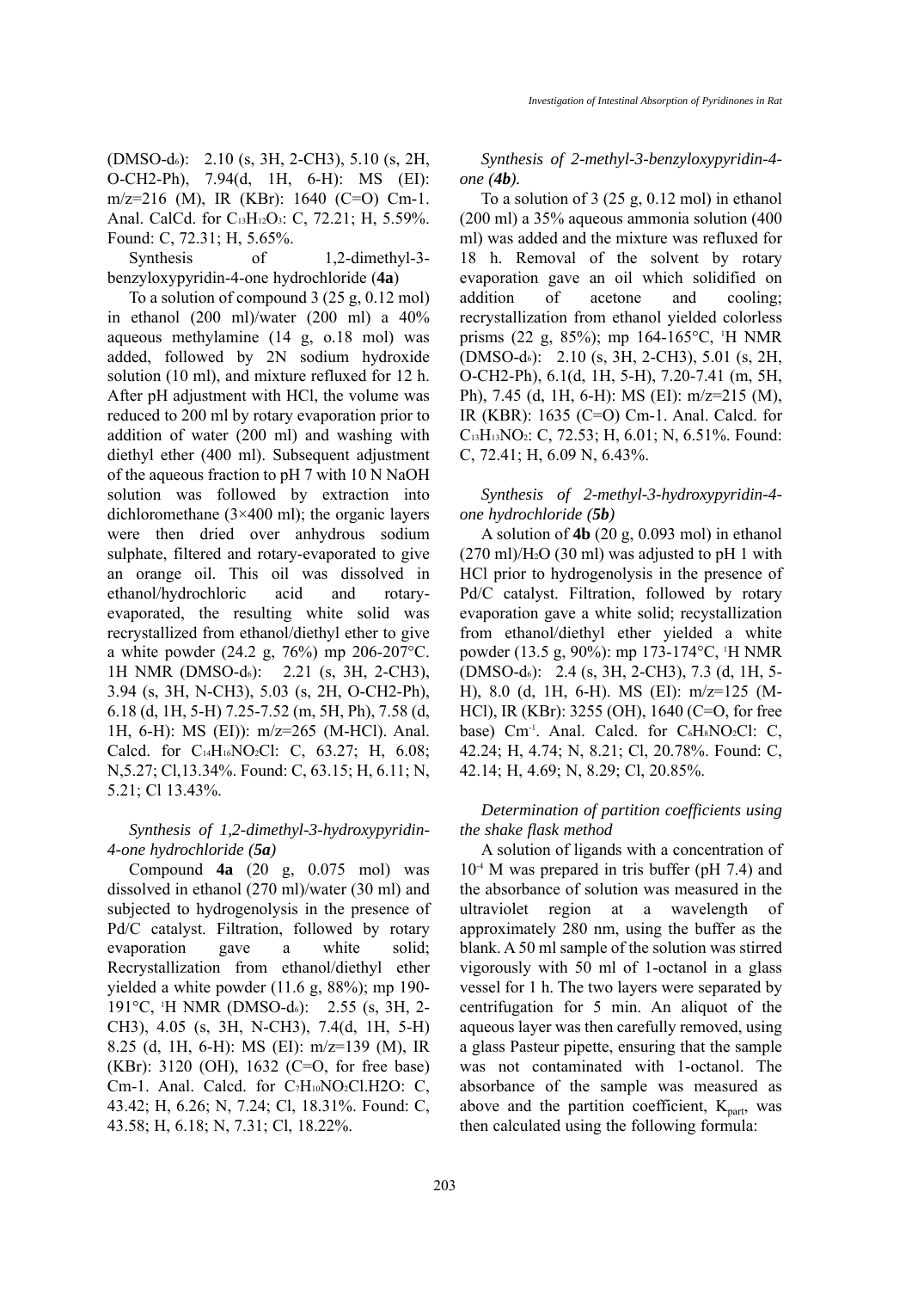(DMSO-$d_6$): 2.10 (s, 3H, 2-CH3), 5.10 (s, 2H, O-CH2-Ph), 7.94(d, 1H, 6-H): MS (EI): m/z=216 (M), IR (KBr): 1640 (C=O) Cm-1. Anal. CalCd. for $C_{13}H_{12}O_3$: C, 72.21; H, 5.59%. Found: C, 72.31; H, 5.65%.

Synthesis of 1,2-dimethyl-3-benzyloxypyridin-4-one hydrochloride (**4a**)

To a solution of compound 3 (25 g, 0.12 mol) in ethanol (200 ml)/water (200 ml) a 40% aqueous methylamine (14 g, o.18 mol) was added, followed by 2N sodium hydroxide solution (10 ml), and mixture refluxed for 12 h. After pH adjustment with HCl, the volume was reduced to 200 ml by rotary evaporation prior to addition of water (200 ml) and washing with diethyl ether (400 ml). Subsequent adjustment of the aqueous fraction to pH 7 with 10 N NaOH solution was followed by extraction into dichloromethane (3×400 ml); the organic layers were then dried over anhydrous sodium sulphate, filtered and rotary-evaporated to give an orange oil. This oil was dissolved in ethanol/hydrochloric acid and rotary-evaporated, the resulting white solid was recrystallized from ethanol/diethyl ether to give a white powder (24.2 g, 76%) mp 206-207°C. 1H NMR (DMSO-$d_6$): 2.21 (s, 3H, 2-CH3), 3.94 (s, 3H, N-CH3), 5.03 (s, 2H, O-CH2-Ph), 6.18 (d, 1H, 5-H) 7.25-7.52 (m, 5H, Ph), 7.58 (d, 1H, 6-H): MS (EI)): m/z=265 (M-HCl). Anal. Calcd. for $C_{14}H_{16}NO_2Cl$: C, 63.27; H, 6.08; N,5.27; Cl,13.34%. Found: C, 63.15; H, 6.11; N, 5.21; Cl 13.43%.

### *Synthesis of 1,2-dimethyl-3-hydroxypyridin-4-one hydrochloride (**5a**)*

Compound **4a** (20 g, 0.075 mol) was dissolved in ethanol (270 ml)/water (30 ml) and subjected to hydrogenolysis in the presence of Pd/C catalyst. Filtration, followed by rotary evaporation gave a white solid; Recrystallization from ethanol/diethyl ether yielded a white powder (11.6 g, 88%); mp 190-191°C, $^1$H NMR (DMSO-$d_6$): 2.55 (s, 3H, 2-CH3), 4.05 (s, 3H, N-CH3), 7.4(d, 1H, 5-H) 8.25 (d, 1H, 6-H): MS (EI): m/z=139 (M), IR (KBr): 3120 (OH), 1632 (C=O, for free base) Cm-1. Anal. Calcd. for $C_7H_{10}NO_2Cl.H2O$: C, 43.42; H, 6.26; N, 7.24; Cl, 18.31%. Found: C, 43.58; H, 6.18; N, 7.31; Cl, 18.22%.

### *Synthesis of 2-methyl-3-benzyloxypyridin-4-one (**4b**).*

To a solution of 3 (25 g, 0.12 mol) in ethanol (200 ml) a 35% aqueous ammonia solution (400 ml) was added and the mixture was refluxed for 18 h. Removal of the solvent by rotary evaporation gave an oil which solidified on addition of acetone and cooling; recrystallization from ethanol yielded colorless prisms (22 g, 85%); mp 164-165°C, $^1$H NMR (DMSO-$d_6$): 2.10 (s, 3H, 2-CH3), 5.01 (s, 2H, O-CH2-Ph), 6.1(d, 1H, 5-H), 7.20-7.41 (m, 5H, Ph), 7.45 (d, 1H, 6-H): MS (EI): m/z=215 (M), IR (KBR): 1635 (C=O) Cm-1. Anal. Calcd. for $C_{13}H_{13}NO_2$: C, 72.53; H, 6.01; N, 6.51%. Found: C, 72.41; H, 6.09 N, 6.43%.

### *Synthesis of 2-methyl-3-hydroxypyridin-4-one hydrochloride (**5b**)*

A solution of **4b** (20 g, 0.093 mol) in ethanol (270 ml)/$H_2O$ (30 ml) was adjusted to pH 1 with HCl prior to hydrogenolysis in the presence of Pd/C catalyst. Filtration, followed by rotary evaporation gave a white solid; recystallization from ethanol/diethyl ether yielded a white powder (13.5 g, 90%): mp 173-174°C, $^1$H NMR (DMSO-$d_6$): 2.4 (s, 3H, 2-CH3), 7.3 (d, 1H, 5-H), 8.0 (d, 1H, 6-H). MS (EI): m/z=125 (M-HCl), IR (KBr): 3255 (OH), 1640 (C=O, for free base) $Cm^{-1}$. Anal. Calcd. for $C_6H_8NO_2Cl$: C, 42.24; H, 4.74; N, 8.21; Cl, 20.78%. Found: C, 42.14; H, 4.69; N, 8.29; Cl, 20.85%.

### *Determination of partition coefficients using the shake flask method*

A solution of ligands with a concentration of $10^{-4}$ M was prepared in tris buffer (pH 7.4) and the absorbance of solution was measured in the ultraviolet region at a wavelength of approximately 280 nm, using the buffer as the blank. A 50 ml sample of the solution was stirred vigorously with 50 ml of 1-octanol in a glass vessel for 1 h. The two layers were separated by centrifugation for 5 min. An aliquot of the aqueous layer was then carefully removed, using a glass Pasteur pipette, ensuring that the sample was not contaminated with 1-octanol. The absorbance of the sample was measured as above and the partition coefficient, $K_{part}$, was then calculated using the following formula: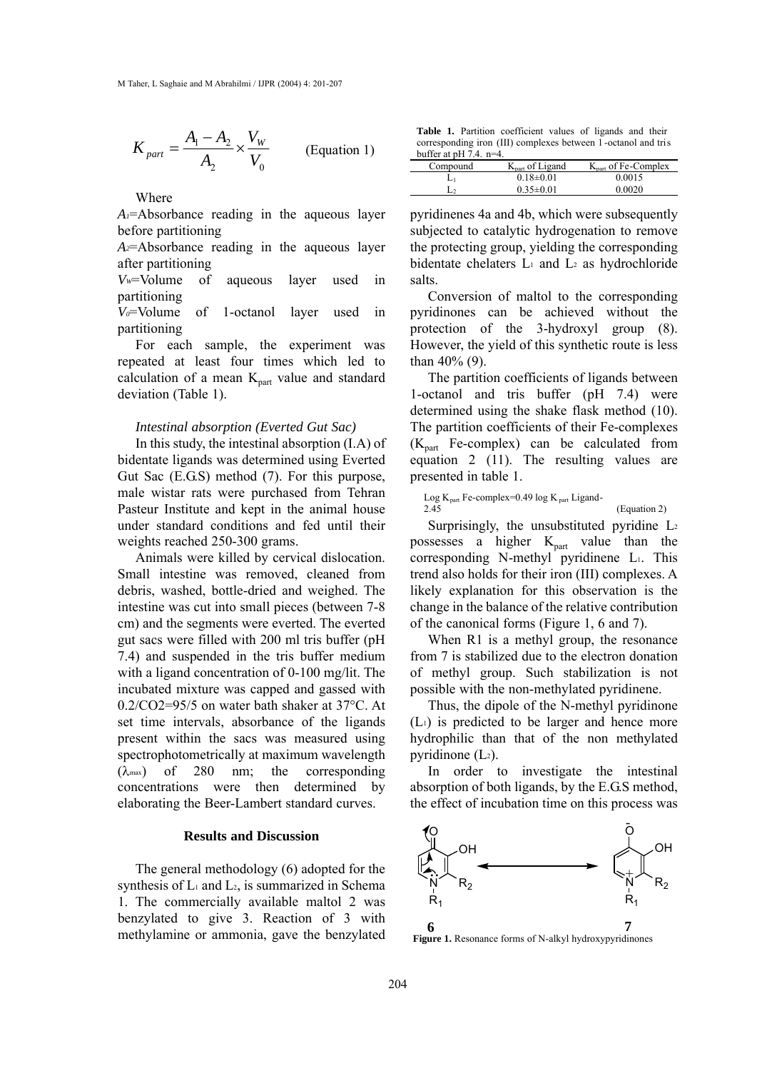$$K_{part} = \frac{A_1 - A_2}{A_2} \times \frac{V_W}{V_0} \qquad \text{(Equation 1)}$$

Where

$A_1$=Absorbance reading in the aqueous layer before partitioning

$A_2$=Absorbance reading in the aqueous layer after partitioning

$V_W$=Volume of aqueous layer used in partitioning

$V_0$=Volume of 1-octanol layer used in partitioning

For each sample, the experiment was repeated at least four times which led to calculation of a mean $K_{part}$ value and standard deviation (Table 1).

*Intestinal absorption (Everted Gut Sac)*

In this study, the intestinal absorption (I.A) of bidentate ligands was determined using Everted Gut Sac (E.G.S) method (7). For this purpose, male wistar rats were purchased from Tehran Pasteur Institute and kept in the animal house under standard conditions and fed until their weights reached 250-300 grams.

Animals were killed by cervical dislocation. Small intestine was removed, cleaned from debris, washed, bottle-dried and weighed. The intestine was cut into small pieces (between 7-8 cm) and the segments were everted. The everted gut sacs were filled with 200 ml tris buffer (pH 7.4) and suspended in the tris buffer medium with a ligand concentration of 0-100 mg/lit. The incubated mixture was capped and gassed with 0.2/CO2=95/5 on water bath shaker at 37°C. At set time intervals, absorbance of the ligands present within the sacs was measured using spectrophotometrically at maximum wavelength ($\lambda_{max}$) of 280 nm; the corresponding concentrations were then determined by elaborating the Beer-Lambert standard curves.

## Results and Discussion

The general methodology (6) adopted for the synthesis of $L_1$ and $L_2$, is summarized in Schema 1. The commercially available maltol 2 was benzylated to give 3. Reaction of 3 with methylamine or ammonia, gave the benzylated pyridinenes 4a and 4b, which were subsequently subjected to catalytic hydrogenation to remove the protecting group, yielding the corresponding bidentate chelaters $L_1$ and $L_2$ as hydrochloride salts.

Conversion of maltol to the corresponding pyridinones can be achieved without the protection of the 3-hydroxyl group (8). However, the yield of this synthetic route is less than 40% (9).

The partition coefficients of ligands between 1-octanol and tris buffer (pH 7.4) were determined using the shake flask method (10). The partition coefficients of their Fe-complexes ($K_{part}$ Fe-complex) can be calculated from equation 2 (11). The resulting values are presented in table 1.

**Table 1.** Partition coefficient values of ligands and their corresponding iron (III) complexes between 1-octanol and tris buffer at pH 7.4. n=4.

| Compound | $K_{part}$ of Ligand | $K_{part}$ of Fe-Complex |
|---|---|---|
| $L_1$ | 0.18±0.01 | 0.0015 |
| $L_2$ | 0.35±0.01 | 0.0020 |

$$\text{Log } K_{part} \text{ Fe-complex} = 0.49 \log K_{part} \text{ Ligand} - 2.45 \qquad \text{(Equation 2)}$$

Surprisingly, the unsubstituted pyridine $L_2$ possesses a higher $K_{part}$ value than the corresponding N-methyl pyridinene $L_1$. This trend also holds for their iron (III) complexes. A likely explanation for this observation is the change in the balance of the relative contribution of the canonical forms (Figure 1, 6 and 7).

When R1 is a methyl group, the resonance from 7 is stabilized due to the electron donation of methyl group. Such stabilization is not possible with the non-methylated pyridinene.

Thus, the dipole of the N-methyl pyridinone ($L_1$) is predicted to be larger and hence more hydrophilic than that of the non methylated pyridinone ($L_2$).

In order to investigate the intestinal absorption of both ligands, by the E.G.S method, the effect of incubation time on this process was

**Figure 1.** Resonance forms of N-alkyl hydroxypyridinones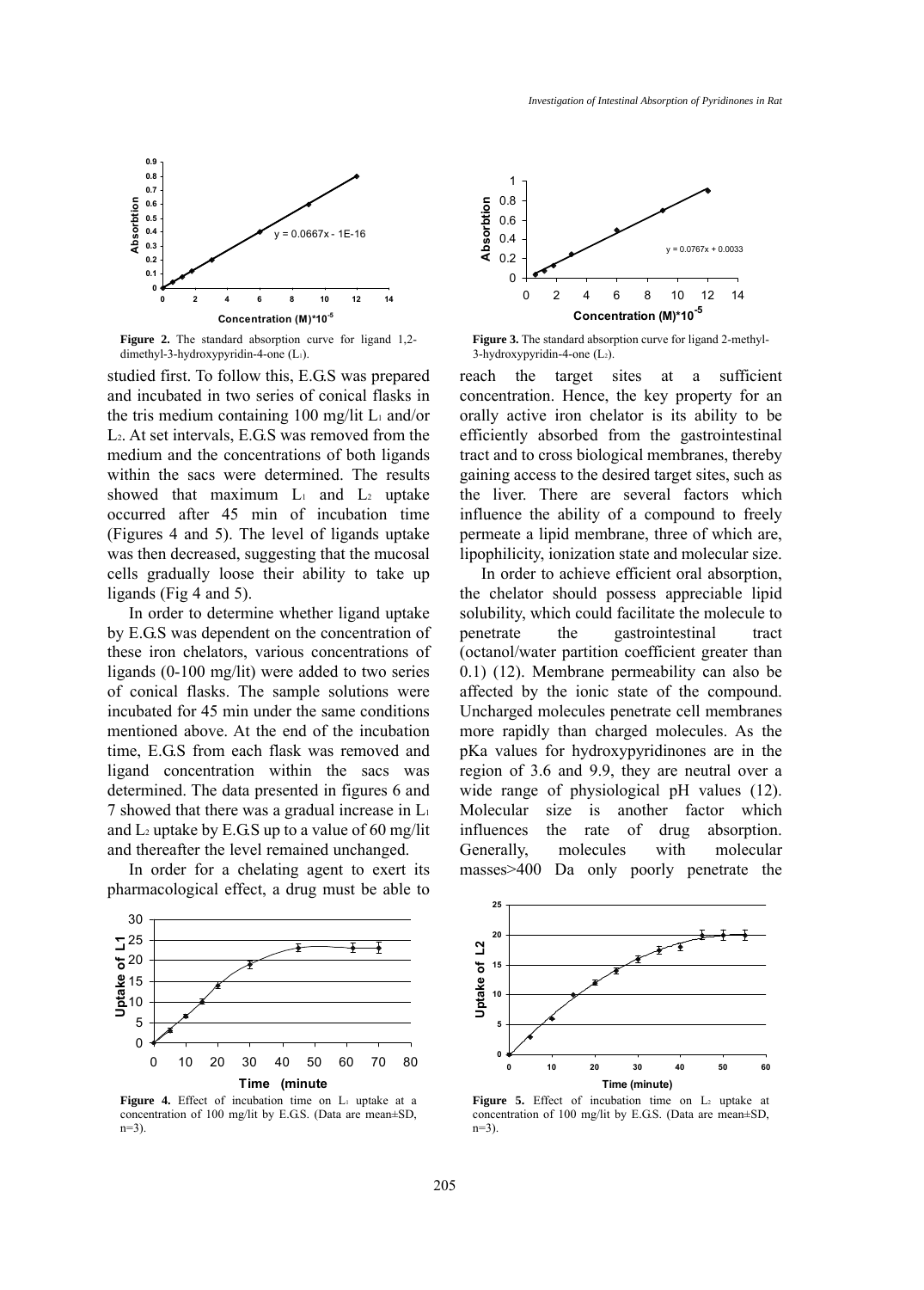Figure 2. The standard absorption curve for ligand 1,2-dimethyl-3-hydroxypyridin-4-one ($L_1$).

Figure 3. The standard absorption curve for ligand 2-methyl-3-hydroxypyridin-4-one ($L_2$).

studied first. To follow this, E.G.S was prepared and incubated in two series of conical flasks in the tris medium containing 100 mg/lit $L_1$ and/or $L_2$. At set intervals, E.G.S was removed from the medium and the concentrations of both ligands within the sacs were determined. The results showed that maximum $L_1$ and $L_2$ uptake occurred after 45 min of incubation time (Figures 4 and 5). The level of ligands uptake was then decreased, suggesting that the mucosal cells gradually loose their ability to take up ligands (Fig 4 and 5).

In order to determine whether ligand uptake by E.G.S was dependent on the concentration of these iron chelators, various concentrations of ligands (0-100 mg/lit) were added to two series of conical flasks. The sample solutions were incubated for 45 min under the same conditions mentioned above. At the end of the incubation time, E.G.S from each flask was removed and ligand concentration within the sacs was determined. The data presented in figures 6 and 7 showed that there was a gradual increase in $L_1$ and $L_2$ uptake by E.G.S up to a value of 60 mg/lit and thereafter the level remained unchanged.

In order for a chelating agent to exert its pharmacological effect, a drug must be able to reach the target sites at a sufficient concentration. Hence, the key property for an orally active iron chelator is its ability to be efficiently absorbed from the gastrointestinal tract and to cross biological membranes, thereby gaining access to the desired target sites, such as the liver. There are several factors which influence the ability of a compound to freely permeate a lipid membrane, three of which are, lipophilicity, ionization state and molecular size.

In order to achieve efficient oral absorption, the chelator should possess appreciable lipid solubility, which could facilitate the molecule to penetrate the gastrointestinal tract (octanol/water partition coefficient greater than 0.1) (12). Membrane permeability can also be affected by the ionic state of the compound. Uncharged molecules penetrate cell membranes more rapidly than charged molecules. As the pKa values for hydroxypyridinones are in the region of 3.6 and 9.9, they are neutral over a wide range of physiological pH values (12). Molecular size is another factor which influences the rate of drug absorption. Generally, molecules with molecular masses>400 Da only poorly penetrate the

Figure 4. Effect of incubation time on $L_1$ uptake at a concentration of 100 mg/lit by E.G.S. (Data are mean±SD, n=3).

Figure 5. Effect of incubation time on $L_2$ uptake at concentration of 100 mg/lit by E.G.S. (Data are mean±SD, n=3).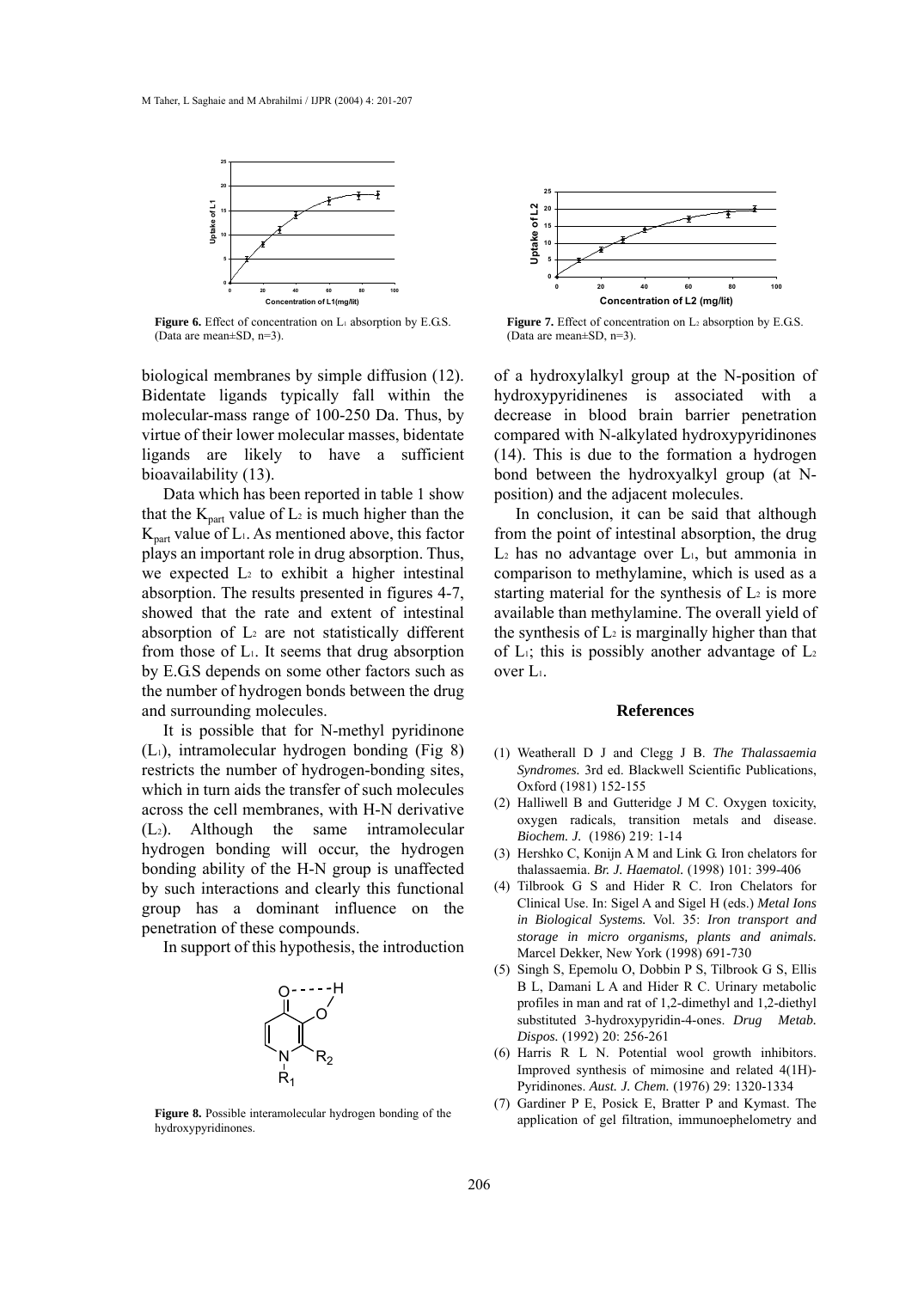**Figure 6.** Effect of concentration on $L_1$ absorption by E.G.S. (Data are mean±SD, n=3).

**Figure 7.** Effect of concentration on $L_2$ absorption by E.G.S. (Data are mean±SD, n=3).

biological membranes by simple diffusion (12). Bidentate ligands typically fall within the molecular-mass range of 100-250 Da. Thus, by virtue of their lower molecular masses, bidentate ligands are likely to have a sufficient bioavailability (13).

Data which has been reported in table 1 show that the $K_{part}$ value of $L_2$ is much higher than the $K_{part}$ value of $L_1$. As mentioned above, this factor plays an important role in drug absorption. Thus, we expected $L_2$ to exhibit a higher intestinal absorption. The results presented in figures 4-7, showed that the rate and extent of intestinal absorption of $L_2$ are not statistically different from those of $L_1$. It seems that drug absorption by E.G.S depends on some other factors such as the number of hydrogen bonds between the drug and surrounding molecules.

It is possible that for N-methyl pyridinone ($L_1$), intramolecular hydrogen bonding (Fig 8) restricts the number of hydrogen-bonding sites, which in turn aids the transfer of such molecules across the cell membranes, with H-N derivative ($L_2$). Although the same intramolecular hydrogen bonding will occur, the hydrogen bonding ability of the H-N group is unaffected by such interactions and clearly this functional group has a dominant influence on the penetration of these compounds.

In support of this hypothesis, the introduction

**Figure 8.** Possible interamolecular hydrogen bonding of the hydroxypyridinones.

of a hydroxylalkyl group at the N-position of hydroxypyridinenes is associated with a decrease in blood brain barrier penetration compared with N-alkylated hydroxypyridinones (14). This is due to the formation a hydrogen bond between the hydroxyalkyl group (at N-position) and the adjacent molecules.

In conclusion, it can be said that although from the point of intestinal absorption, the drug $L_2$ has no advantage over $L_1$, but ammonia in comparison to methylamine, which is used as a starting material for the synthesis of $L_2$ is more available than methylamine. The overall yield of the synthesis of $L_2$ is marginally higher than that of $L_1$; this is possibly another advantage of $L_2$ over $L_1$.

## References

(1) Weatherall D J and Clegg J B. *The Thalassaemia Syndromes.* 3rd ed. Blackwell Scientific Publications, Oxford (1981) 152-155

(2) Halliwell B and Gutteridge J M C. Oxygen toxicity, oxygen radicals, transition metals and disease. *Biochem. J.* (1986) 219: 1-14

(3) Hershko C, Konijn A M and Link G. Iron chelators for thalassaemia. *Br. J. Haematol.* (1998) 101: 399-406

(4) Tilbrook G S and Hider R C. Iron Chelators for Clinical Use. In: Sigel A and Sigel H (eds.) *Metal Ions in Biological Systems.* Vol. 35: *Iron transport and storage in micro organisms, plants and animals.* Marcel Dekker, New York (1998) 691-730

(5) Singh S, Epemolu O, Dobbin P S, Tilbrook G S, Ellis B L, Damani L A and Hider R C. Urinary metabolic profiles in man and rat of 1,2-dimethyl and 1,2-diethyl substituted 3-hydroxypyridin-4-ones. *Drug Metab. Dispos.* (1992) 20: 256-261

(6) Harris R L N. Potential wool growth inhibitors. Improved synthesis of mimosine and related 4(1H)-Pyridinones. *Aust. J. Chem.* (1976) 29: 1320-1334

(7) Gardiner P E, Posick E, Bratter P and Kymast. The application of gel filtration, immunoephelometry and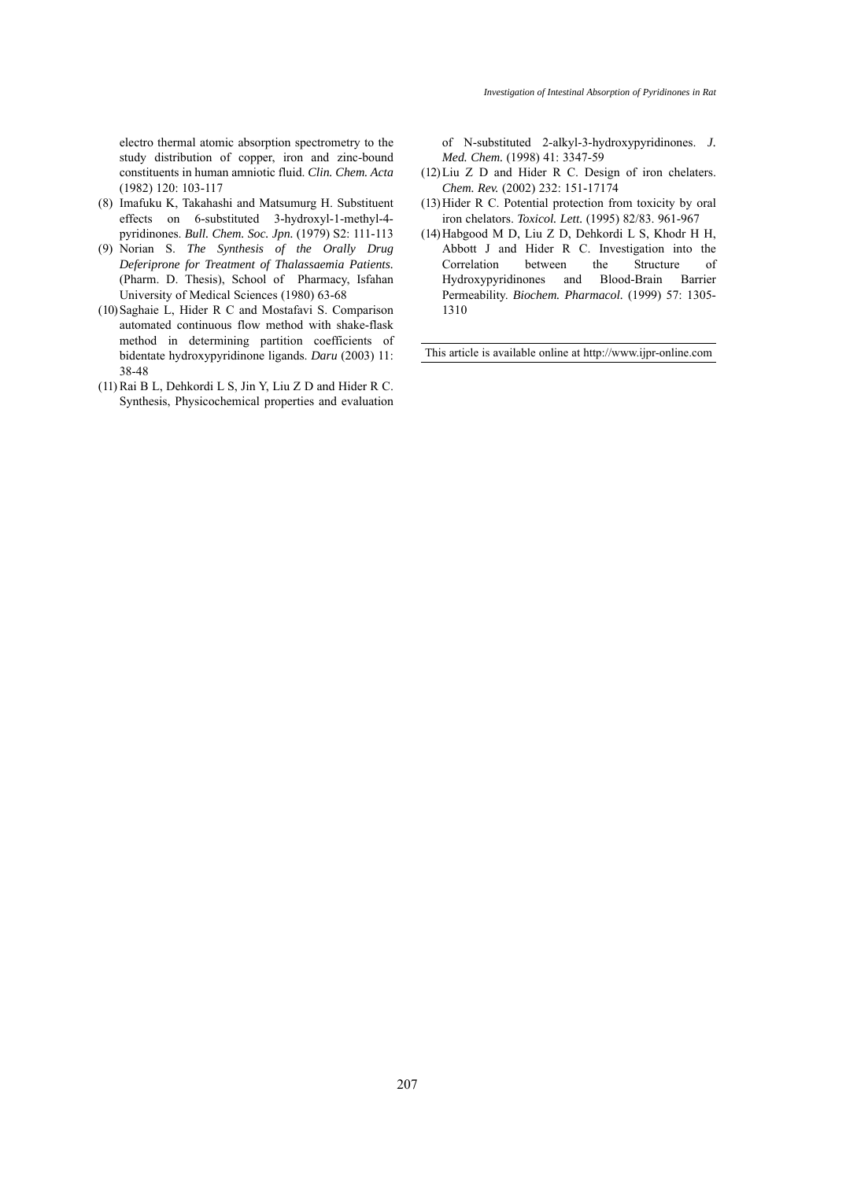electro thermal atomic absorption spectrometry to the study distribution of copper, iron and zinc-bound constituents in human amniotic fluid. *Clin. Chem. Acta* (1982) 120: 103-117

(8) Imafuku K, Takahashi and Matsumurg H. Substituent effects on 6-substituted 3-hydroxyl-1-methyl-4-pyridinones. *Bull. Chem. Soc. Jpn.* (1979) S2: 111-113

(9) Norian S. *The Synthesis of the Orally Drug Deferiprone for Treatment of Thalassaemia Patients.* (Pharm. D. Thesis), School of Pharmacy, Isfahan University of Medical Sciences (1980) 63-68

(10) Saghaie L, Hider R C and Mostafavi S. Comparison automated continuous flow method with shake-flask method in determining partition coefficients of bidentate hydroxypyridinone ligands. *Daru* (2003) 11: 38-48

(11) Rai B L, Dehkordi L S, Jin Y, Liu Z D and Hider R C. Synthesis, Physicochemical properties and evaluation of N-substituted 2-alkyl-3-hydroxypyridinones. *J. Med. Chem.* (1998) 41: 3347-59

(12) Liu Z D and Hider R C. Design of iron chelaters. *Chem. Rev.* (2002) 232: 151-17174

(13) Hider R C. Potential protection from toxicity by oral iron chelators. *Toxicol. Lett.* (1995) 82/83. 961-967

(14) Habgood M D, Liu Z D, Dehkordi L S, Khodr H H, Abbott J and Hider R C. Investigation into the Correlation between the Structure of Hydroxypyridinones and Blood-Brain Barrier Permeability. *Biochem. Pharmacol.* (1999) 57: 1305-1310

This article is available online at http://www.ijpr-online.com